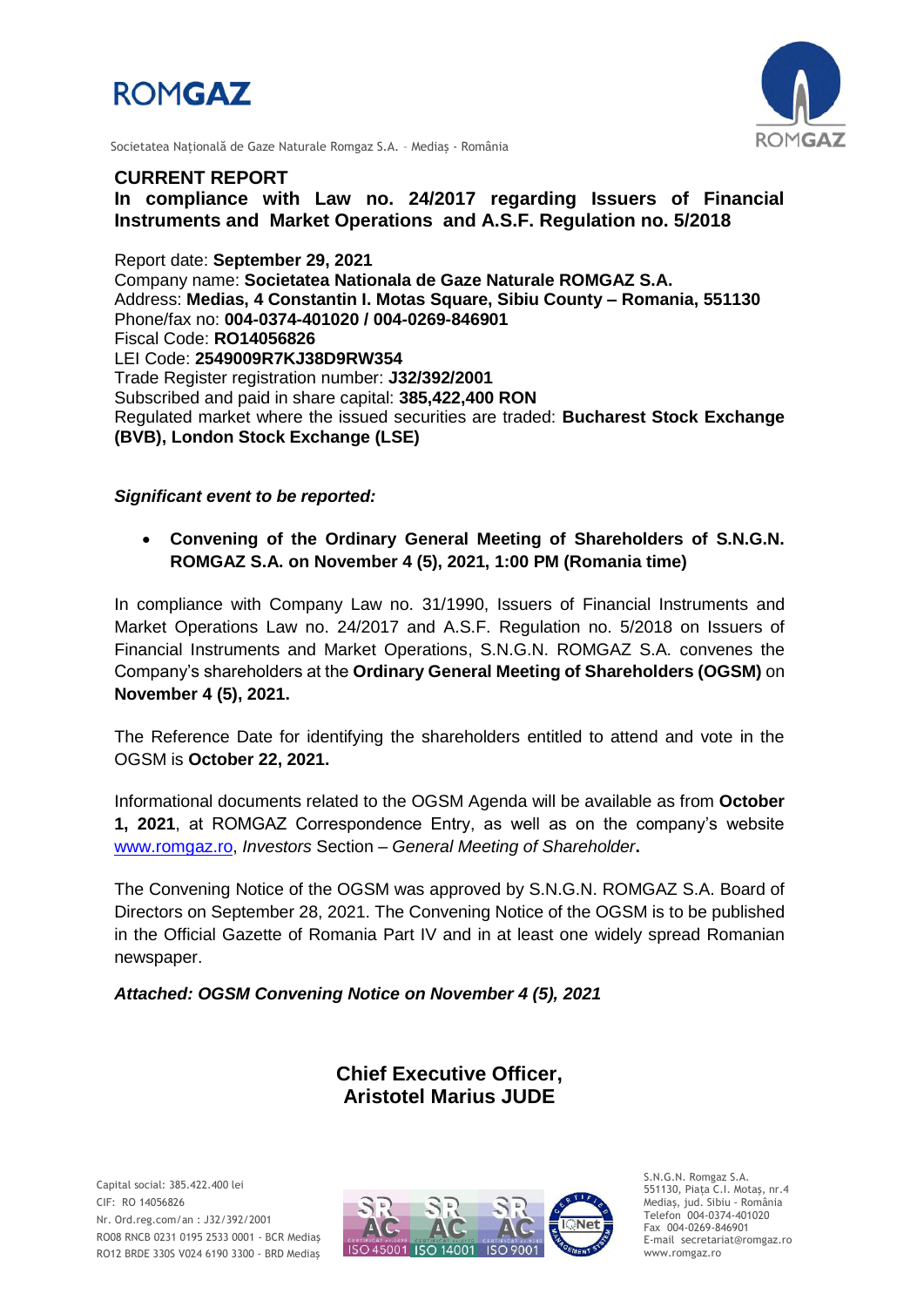ROMGAZ

Societatea Națională de Gaze Naturale Romgaz S.A. – Mediaș - România

# CURRENT REPORT

## In compliance with Law no. 24/2017 regarding Issuers of Financial Instruments and Market Operations and A.S.F. Regulation no. 5/2018

Report date: **September 29, 2021**
Company name: **Societatea Nationala de Gaze Naturale ROMGAZ S.A.**
Address: **Medias, 4 Constantin I. Motas Square, Sibiu County – Romania, 551130**
Phone/fax no: **004-0374-401020 / 004-0269-846901**
Fiscal Code: **RO14056826**
LEI Code: **2549009R7KJ38D9RW354**
Trade Register registration number: **J32/392/2001**
Subscribed and paid in share capital: **385,422,400 RON**
Regulated market where the issued securities are traded: **Bucharest Stock Exchange (BVB), London Stock Exchange (LSE)**

***Significant event to be reported:***

- **Convening of the Ordinary General Meeting of Shareholders of S.N.G.N. ROMGAZ S.A. on November 4 (5), 2021, 1:00 PM (Romania time)**

In compliance with Company Law no. 31/1990, Issuers of Financial Instruments and Market Operations Law no. 24/2017 and A.S.F. Regulation no. 5/2018 on Issuers of Financial Instruments and Market Operations, S.N.G.N. ROMGAZ S.A. convenes the Company's shareholders at the **Ordinary General Meeting of Shareholders (OGSM)** on **November 4 (5), 2021.**

The Reference Date for identifying the shareholders entitled to attend and vote in the OGSM is **October 22, 2021.**

Informational documents related to the OGSM Agenda will be available as from **October 1, 2021**, at ROMGAZ Correspondence Entry, as well as on the company's website www.romgaz.ro, *Investors* Section – *General Meeting of Shareholder***.**

The Convening Notice of the OGSM was approved by S.N.G.N. ROMGAZ S.A. Board of Directors on September 28, 2021. The Convening Notice of the OGSM is to be published in the Official Gazette of Romania Part IV and in at least one widely spread Romanian newspaper.

***Attached: OGSM Convening Notice on November 4 (5), 2021***

**Chief Executive Officer,**
**Aristotel Marius JUDE**

Capital social: 385.422.400 lei
CIF: RO 14056826
Nr. Ord.reg.com/an : J32/392/2001
RO08 RNCB 0231 0195 2533 0001 - BCR Mediaș
RO12 BRDE 330S V024 6190 3300 - BRD Mediaș

S.N.G.N. Romgaz S.A.
551130, Piața C.I. Motaș, nr.4
Mediaș, jud. Sibiu - România
Telefon 004-0374-401020
Fax 004-0269-846901
E-mail secretariat@romgaz.ro
www.romgaz.ro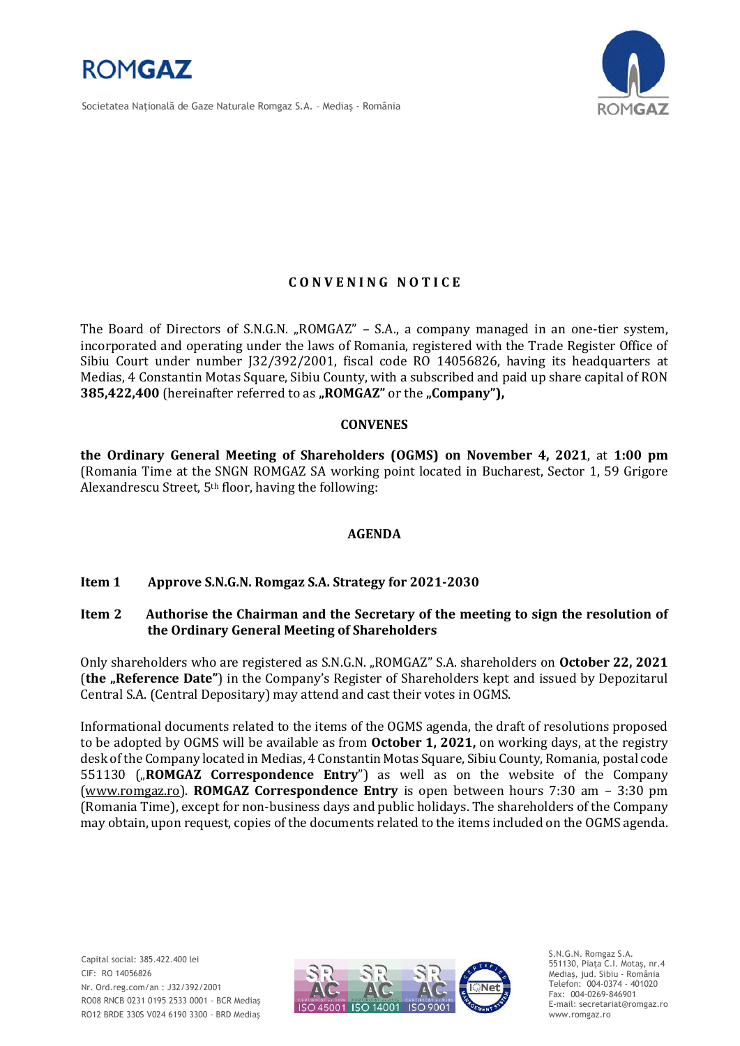# CONVENING NOTICE

The Board of Directors of S.N.G.N. „ROMGAZ" – S.A., a company managed in an one-tier system, incorporated and operating under the laws of Romania, registered with the Trade Register Office of Sibiu Court under number J32/392/2001, fiscal code RO 14056826, having its headquarters at Medias, 4 Constantin Motas Square, Sibiu County, with a subscribed and paid up share capital of RON **385,422,400** (hereinafter referred to as **„ROMGAZ"** or the **„Company"),**

**CONVENES**

**the Ordinary General Meeting of Shareholders (OGMS) on November 4, 2021**, at **1:00 pm** (Romania Time at the SNGN ROMGAZ SA working point located in Bucharest, Sector 1, 59 Grigore Alexandrescu Street, 5th floor, having the following:

## AGENDA

**Item 1 Approve S.N.G.N. Romgaz S.A. Strategy for 2021-2030**

**Item 2 Authorise the Chairman and the Secretary of the meeting to sign the resolution of the Ordinary General Meeting of Shareholders**

Only shareholders who are registered as S.N.G.N. „ROMGAZ" S.A. shareholders on **October 22, 2021** (**the „Reference Date"**) in the Company's Register of Shareholders kept and issued by Depozitarul Central S.A. (Central Depositary) may attend and cast their votes in OGMS.

Informational documents related to the items of the OGMS agenda, the draft of resolutions proposed to be adopted by OGMS will be available as from **October 1, 2021,** on working days, at the registry desk of the Company located in Medias, 4 Constantin Motas Square, Sibiu County, Romania, postal code 551130 („**ROMGAZ Correspondence Entry**") as well as on the website of the Company (www.romgaz.ro). **ROMGAZ Correspondence Entry** is open between hours 7:30 am – 3:30 pm (Romania Time), except for non-business days and public holidays. The shareholders of the Company may obtain, upon request, copies of the documents related to the items included on the OGMS agenda.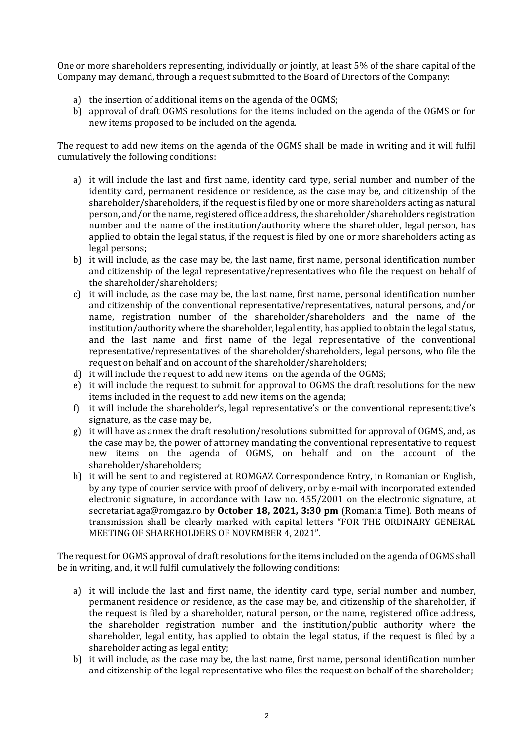One or more shareholders representing, individually or jointly, at least 5% of the share capital of the Company may demand, through a request submitted to the Board of Directors of the Company:

a) the insertion of additional items on the agenda of the OGMS;
b) approval of draft OGMS resolutions for the items included on the agenda of the OGMS or for new items proposed to be included on the agenda.

The request to add new items on the agenda of the OGMS shall be made in writing and it will fulfil cumulatively the following conditions:

a) it will include the last and first name, identity card type, serial number and number of the identity card, permanent residence or residence, as the case may be, and citizenship of the shareholder/shareholders, if the request is filed by one or more shareholders acting as natural person, and/or the name, registered office address, the shareholder/shareholders registration number and the name of the institution/authority where the shareholder, legal person, has applied to obtain the legal status, if the request is filed by one or more shareholders acting as legal persons;
b) it will include, as the case may be, the last name, first name, personal identification number and citizenship of the legal representative/representatives who file the request on behalf of the shareholder/shareholders;
c) it will include, as the case may be, the last name, first name, personal identification number and citizenship of the conventional representative/representatives, natural persons, and/or name, registration number of the shareholder/shareholders and the name of the institution/authority where the shareholder, legal entity, has applied to obtain the legal status, and the last name and first name of the legal representative of the conventional representative/representatives of the shareholder/shareholders, legal persons, who file the request on behalf and on account of the shareholder/shareholders;
d) it will include the request to add new items on the agenda of the OGMS;
e) it will include the request to submit for approval to OGMS the draft resolutions for the new items included in the request to add new items on the agenda;
f) it will include the shareholder's, legal representative's or the conventional representative's signature, as the case may be,
g) it will have as annex the draft resolution/resolutions submitted for approval of OGMS, and, as the case may be, the power of attorney mandating the conventional representative to request new items on the agenda of OGMS, on behalf and on the account of the shareholder/shareholders;
h) it will be sent to and registered at ROMGAZ Correspondence Entry, in Romanian or English, by any type of courier service with proof of delivery, or by e-mail with incorporated extended electronic signature, in accordance with Law no. 455/2001 on the electronic signature, at secretariat.aga@romgaz.ro by **October 18, 2021, 3:30 pm** (Romania Time). Both means of transmission shall be clearly marked with capital letters "FOR THE ORDINARY GENERAL MEETING OF SHAREHOLDERS OF NOVEMBER 4, 2021".

The request for OGMS approval of draft resolutions for the items included on the agenda of OGMS shall be in writing, and, it will fulfil cumulatively the following conditions:

a) it will include the last and first name, the identity card type, serial number and number, permanent residence or residence, as the case may be, and citizenship of the shareholder, if the request is filed by a shareholder, natural person, or the name, registered office address, the shareholder registration number and the institution/public authority where the shareholder, legal entity, has applied to obtain the legal status, if the request is filed by a shareholder acting as legal entity;
b) it will include, as the case may be, the last name, first name, personal identification number and citizenship of the legal representative who files the request on behalf of the shareholder;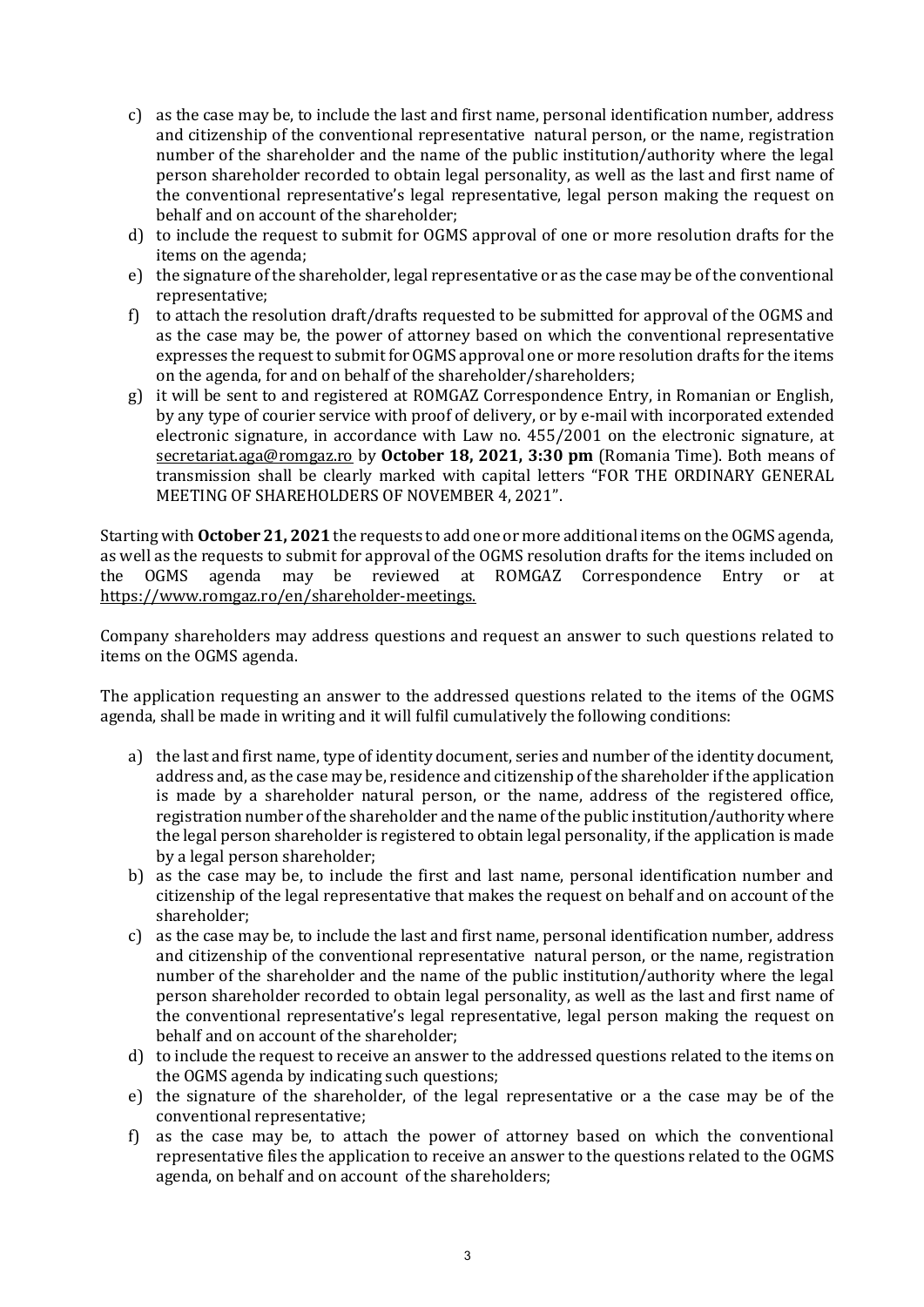c) as the case may be, to include the last and first name, personal identification number, address and citizenship of the conventional representative natural person, or the name, registration number of the shareholder and the name of the public institution/authority where the legal person shareholder recorded to obtain legal personality, as well as the last and first name of the conventional representative's legal representative, legal person making the request on behalf and on account of the shareholder;
d) to include the request to submit for OGMS approval of one or more resolution drafts for the items on the agenda;
e) the signature of the shareholder, legal representative or as the case may be of the conventional representative;
f) to attach the resolution draft/drafts requested to be submitted for approval of the OGMS and as the case may be, the power of attorney based on which the conventional representative expresses the request to submit for OGMS approval one or more resolution drafts for the items on the agenda, for and on behalf of the shareholder/shareholders;
g) it will be sent to and registered at ROMGAZ Correspondence Entry, in Romanian or English, by any type of courier service with proof of delivery, or by e-mail with incorporated extended electronic signature, in accordance with Law no. 455/2001 on the electronic signature, at secretariat.aga@romgaz.ro by **October 18, 2021, 3:30 pm** (Romania Time). Both means of transmission shall be clearly marked with capital letters "FOR THE ORDINARY GENERAL MEETING OF SHAREHOLDERS OF NOVEMBER 4, 2021".

Starting with **October 21, 2021** the requests to add one or more additional items on the OGMS agenda, as well as the requests to submit for approval of the OGMS resolution drafts for the items included on the OGMS agenda may be reviewed at ROMGAZ Correspondence Entry or at https://www.romgaz.ro/en/shareholder-meetings.

Company shareholders may address questions and request an answer to such questions related to items on the OGMS agenda.

The application requesting an answer to the addressed questions related to the items of the OGMS agenda, shall be made in writing and it will fulfil cumulatively the following conditions:

a) the last and first name, type of identity document, series and number of the identity document, address and, as the case may be, residence and citizenship of the shareholder if the application is made by a shareholder natural person, or the name, address of the registered office, registration number of the shareholder and the name of the public institution/authority where the legal person shareholder is registered to obtain legal personality, if the application is made by a legal person shareholder;
b) as the case may be, to include the first and last name, personal identification number and citizenship of the legal representative that makes the request on behalf and on account of the shareholder;
c) as the case may be, to include the last and first name, personal identification number, address and citizenship of the conventional representative natural person, or the name, registration number of the shareholder and the name of the public institution/authority where the legal person shareholder recorded to obtain legal personality, as well as the last and first name of the conventional representative's legal representative, legal person making the request on behalf and on account of the shareholder;
d) to include the request to receive an answer to the addressed questions related to the items on the OGMS agenda by indicating such questions;
e) the signature of the shareholder, of the legal representative or a the case may be of the conventional representative;
f) as the case may be, to attach the power of attorney based on which the conventional representative files the application to receive an answer to the questions related to the OGMS agenda, on behalf and on account of the shareholders;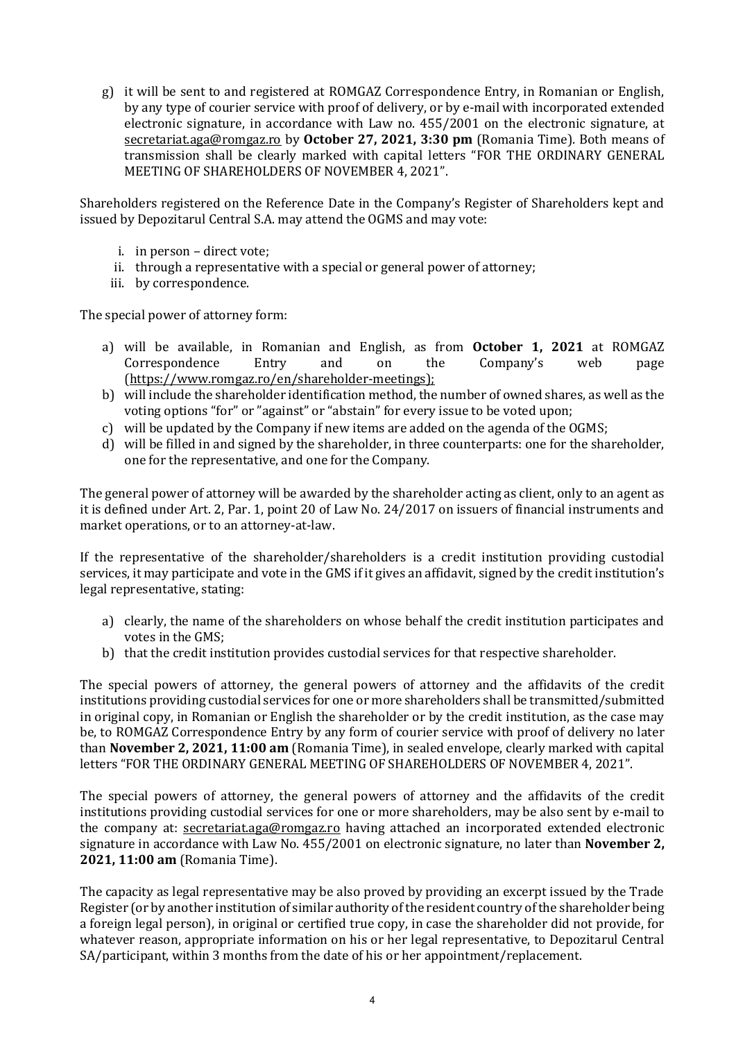g) it will be sent to and registered at ROMGAZ Correspondence Entry, in Romanian or English, by any type of courier service with proof of delivery, or by e-mail with incorporated extended electronic signature, in accordance with Law no. 455/2001 on the electronic signature, at secretariat.aga@romgaz.ro by **October 27, 2021, 3:30 pm** (Romania Time). Both means of transmission shall be clearly marked with capital letters "FOR THE ORDINARY GENERAL MEETING OF SHAREHOLDERS OF NOVEMBER 4, 2021".

Shareholders registered on the Reference Date in the Company's Register of Shareholders kept and issued by Depozitarul Central S.A. may attend the OGMS and may vote:

i. in person – direct vote;
ii. through a representative with a special or general power of attorney;
iii. by correspondence.

The special power of attorney form:

a) will be available, in Romanian and English, as from **October 1, 2021** at ROMGAZ Correspondence Entry and on the Company's web page (https://www.romgaz.ro/en/shareholder-meetings);
b) will include the shareholder identification method, the number of owned shares, as well as the voting options "for" or "against" or "abstain" for every issue to be voted upon;
c) will be updated by the Company if new items are added on the agenda of the OGMS;
d) will be filled in and signed by the shareholder, in three counterparts: one for the shareholder, one for the representative, and one for the Company.

The general power of attorney will be awarded by the shareholder acting as client, only to an agent as it is defined under Art. 2, Par. 1, point 20 of Law No. 24/2017 on issuers of financial instruments and market operations, or to an attorney-at-law.

If the representative of the shareholder/shareholders is a credit institution providing custodial services, it may participate and vote in the GMS if it gives an affidavit, signed by the credit institution's legal representative, stating:

a) clearly, the name of the shareholders on whose behalf the credit institution participates and votes in the GMS;
b) that the credit institution provides custodial services for that respective shareholder.

The special powers of attorney, the general powers of attorney and the affidavits of the credit institutions providing custodial services for one or more shareholders shall be transmitted/submitted in original copy, in Romanian or English the shareholder or by the credit institution, as the case may be, to ROMGAZ Correspondence Entry by any form of courier service with proof of delivery no later than **November 2, 2021, 11:00 am** (Romania Time), in sealed envelope, clearly marked with capital letters "FOR THE ORDINARY GENERAL MEETING OF SHAREHOLDERS OF NOVEMBER 4, 2021".

The special powers of attorney, the general powers of attorney and the affidavits of the credit institutions providing custodial services for one or more shareholders, may be also sent by e-mail to the company at: secretariat.aga@romgaz.ro having attached an incorporated extended electronic signature in accordance with Law No. 455/2001 on electronic signature, no later than **November 2, 2021, 11:00 am** (Romania Time).

The capacity as legal representative may be also proved by providing an excerpt issued by the Trade Register (or by another institution of similar authority of the resident country of the shareholder being a foreign legal person), in original or certified true copy, in case the shareholder did not provide, for whatever reason, appropriate information on his or her legal representative, to Depozitarul Central SA/participant, within 3 months from the date of his or her appointment/replacement.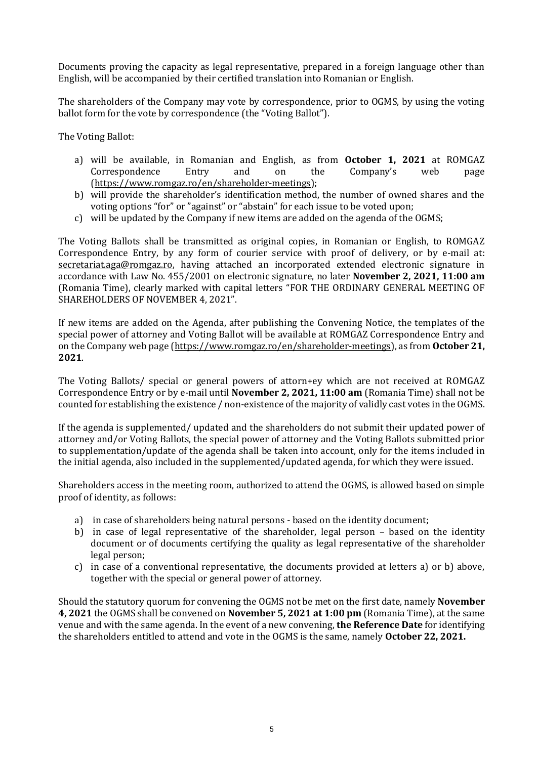Documents proving the capacity as legal representative, prepared in a foreign language other than English, will be accompanied by their certified translation into Romanian or English.

The shareholders of the Company may vote by correspondence, prior to OGMS, by using the voting ballot form for the vote by correspondence (the "Voting Ballot").

The Voting Ballot:

a) will be available, in Romanian and English, as from **October 1, 2021** at ROMGAZ Correspondence Entry and on the Company's web page (https://www.romgaz.ro/en/shareholder-meetings);
b) will provide the shareholder's identification method, the number of owned shares and the voting options "for" or "against" or "abstain" for each issue to be voted upon;
c) will be updated by the Company if new items are added on the agenda of the OGMS;

The Voting Ballots shall be transmitted as original copies, in Romanian or English, to ROMGAZ Correspondence Entry, by any form of courier service with proof of delivery, or by e-mail at: secretariat.aga@romgaz.ro, having attached an incorporated extended electronic signature in accordance with Law No. 455/2001 on electronic signature, no later **November 2, 2021, 11:00 am** (Romania Time), clearly marked with capital letters "FOR THE ORDINARY GENERAL MEETING OF SHAREHOLDERS OF NOVEMBER 4, 2021".

If new items are added on the Agenda, after publishing the Convening Notice, the templates of the special power of attorney and Voting Ballot will be available at ROMGAZ Correspondence Entry and on the Company web page (https://www.romgaz.ro/en/shareholder-meetings), as from **October 21, 2021**.

The Voting Ballots/ special or general powers of attorn+ey which are not received at ROMGAZ Correspondence Entry or by e-mail until **November 2, 2021, 11:00 am** (Romania Time) shall not be counted for establishing the existence / non-existence of the majority of validly cast votes in the OGMS.

If the agenda is supplemented/ updated and the shareholders do not submit their updated power of attorney and/or Voting Ballots, the special power of attorney and the Voting Ballots submitted prior to supplementation/update of the agenda shall be taken into account, only for the items included in the initial agenda, also included in the supplemented/updated agenda, for which they were issued.

Shareholders access in the meeting room, authorized to attend the OGMS, is allowed based on simple proof of identity, as follows:

a) in case of shareholders being natural persons - based on the identity document;
b) in case of legal representative of the shareholder, legal person – based on the identity document or of documents certifying the quality as legal representative of the shareholder legal person;
c) in case of a conventional representative, the documents provided at letters a) or b) above, together with the special or general power of attorney.

Should the statutory quorum for convening the OGMS not be met on the first date, namely **November 4, 2021** the OGMS shall be convened on **November 5, 2021 at 1:00 pm** (Romania Time), at the same venue and with the same agenda. In the event of a new convening, **the Reference Date** for identifying the shareholders entitled to attend and vote in the OGMS is the same, namely **October 22, 2021.**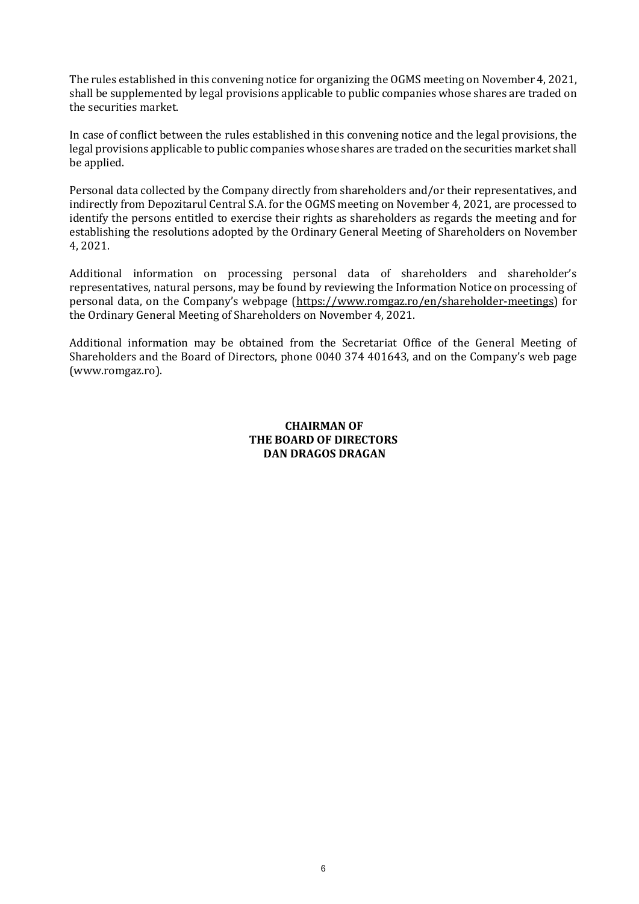The rules established in this convening notice for organizing the OGMS meeting on November 4, 2021, shall be supplemented by legal provisions applicable to public companies whose shares are traded on the securities market.

In case of conflict between the rules established in this convening notice and the legal provisions, the legal provisions applicable to public companies whose shares are traded on the securities market shall be applied.

Personal data collected by the Company directly from shareholders and/or their representatives, and indirectly from Depozitarul Central S.A. for the OGMS meeting on November 4, 2021, are processed to identify the persons entitled to exercise their rights as shareholders as regards the meeting and for establishing the resolutions adopted by the Ordinary General Meeting of Shareholders on November 4, 2021.

Additional information on processing personal data of shareholders and shareholder's representatives, natural persons, may be found by reviewing the Information Notice on processing of personal data, on the Company's webpage (https://www.romgaz.ro/en/shareholder-meetings) for the Ordinary General Meeting of Shareholders on November 4, 2021.

Additional information may be obtained from the Secretariat Office of the General Meeting of Shareholders and the Board of Directors, phone 0040 374 401643, and on the Company's web page (www.romgaz.ro).

**CHAIRMAN OF**
**THE BOARD OF DIRECTORS**
**DAN DRAGOS DRAGAN**